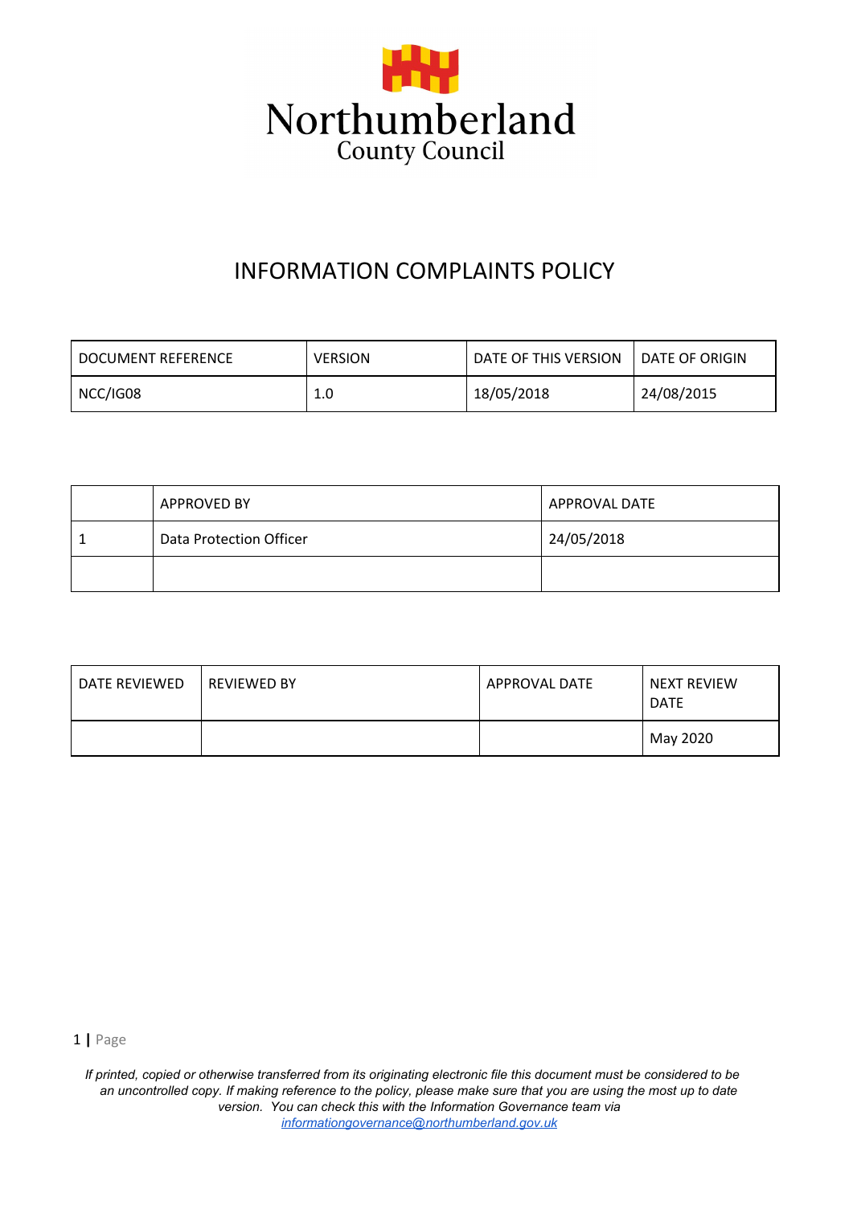Northumberland

County Council

# INFORMATION COMPLAINTS POLICY

| DOCUMENT REFERENCE | VERSION | DATE OF THIS VERSION | DATE OF ORIGIN |
|---|---|---|---|
| NCC/IG08 | 1.0 | 18/05/2018 | 24/08/2015 |

| | APPROVED BY | APPROVAL DATE |
|---|---|---|
| 1 | Data Protection Officer | 24/05/2018 |
| | | |

| DATE REVIEWED | REVIEWED BY | APPROVAL DATE | NEXT REVIEW DATE |
|---|---|---|---|
| | | | May 2020 |

*If printed, copied or otherwise transferred from its originating electronic file this document must be considered to be an uncontrolled copy. If making reference to the policy, please make sure that you are using the most up to date version. You can check this with the Information Governance team via informationgovernance@northumberland.gov.uk*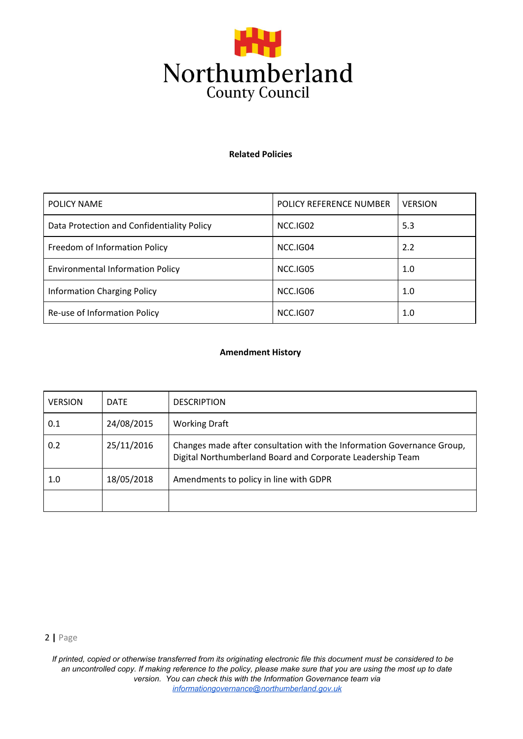**Related Policies**

| POLICY NAME | POLICY REFERENCE NUMBER | VERSION |
|---|---|---|
| Data Protection and Confidentiality Policy | NCC.IG02 | 5.3 |
| Freedom of Information Policy | NCC.IG04 | 2.2 |
| Environmental Information Policy | NCC.IG05 | 1.0 |
| Information Charging Policy | NCC.IG06 | 1.0 |
| Re-use of Information Policy | NCC.IG07 | 1.0 |

**Amendment History**

| VERSION | DATE | DESCRIPTION |
|---|---|---|
| 0.1 | 24/08/2015 | Working Draft |
| 0.2 | 25/11/2016 | Changes made after consultation with the Information Governance Group, Digital Northumberland Board and Corporate Leadership Team |
| 1.0 | 18/05/2018 | Amendments to policy in line with GDPR |
| | | |

*If printed, copied or otherwise transferred from its originating electronic file this document must be considered to be an uncontrolled copy. If making reference to the policy, please make sure that you are using the most up to date version. You can check this with the Information Governance team via informationgovernance@northumberland.gov.uk*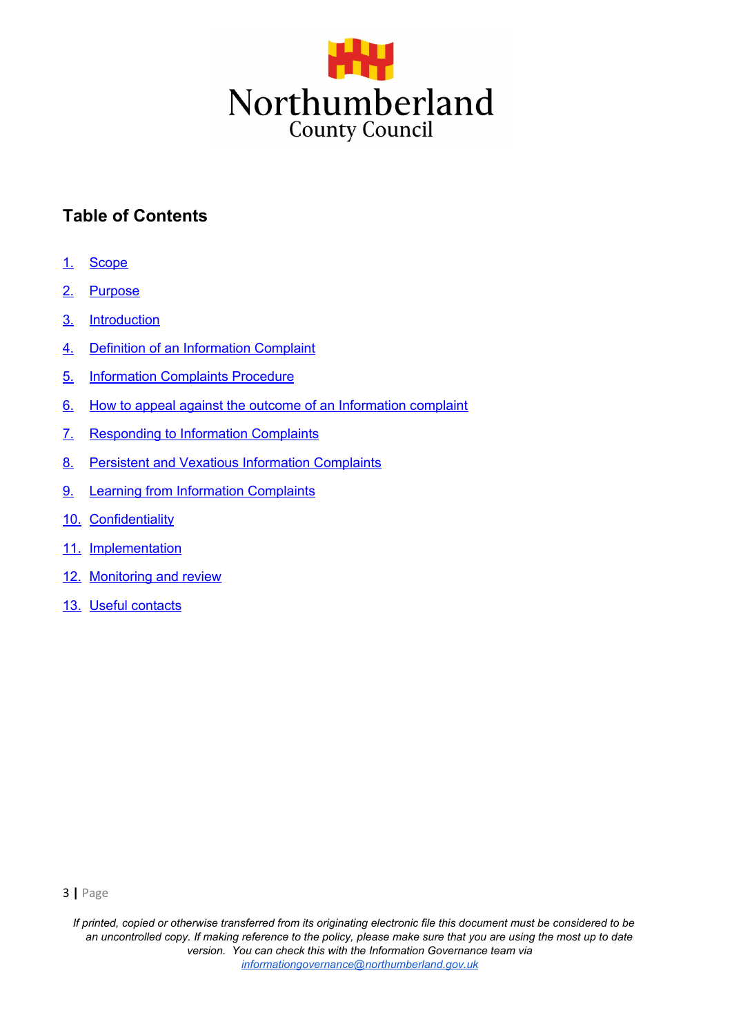Northumberland
County Council

## Table of Contents

1. Scope
2. Purpose
3. Introduction
4. Definition of an Information Complaint
5. Information Complaints Procedure
6. How to appeal against the outcome of an Information complaint
7. Responding to Information Complaints
8. Persistent and Vexatious Information Complaints
9. Learning from Information Complaints
10. Confidentiality
11. Implementation
12. Monitoring and review
13. Useful contacts

*If printed, copied or otherwise transferred from its originating electronic file this document must be considered to be an uncontrolled copy. If making reference to the policy, please make sure that you are using the most up to date version. You can check this with the Information Governance team via informationgovernance@northumberland.gov.uk*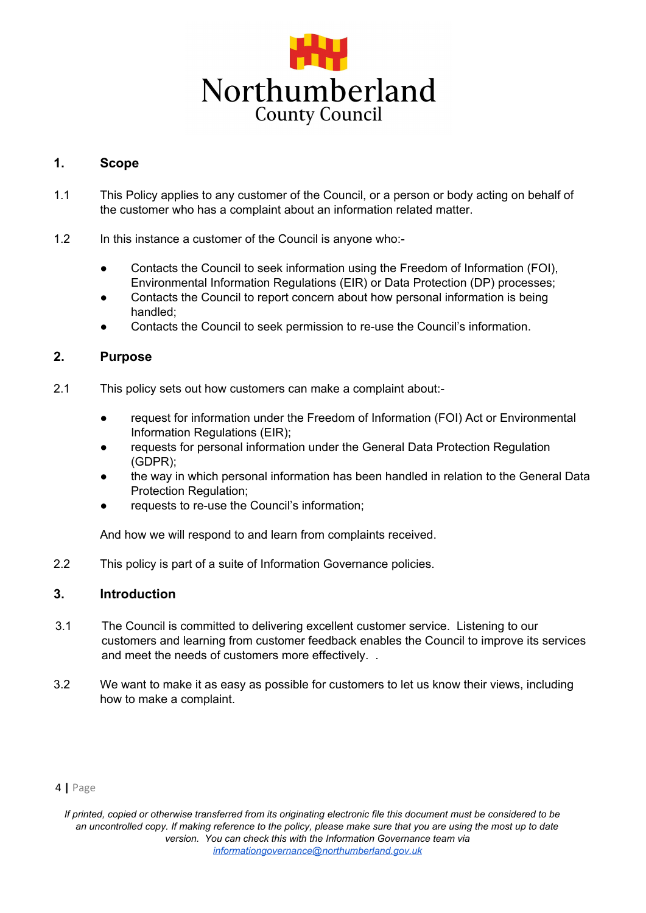## 1. Scope

1.1 This Policy applies to any customer of the Council, or a person or body acting on behalf of the customer who has a complaint about an information related matter.

1.2 In this instance a customer of the Council is anyone who:-

- Contacts the Council to seek information using the Freedom of Information (FOI), Environmental Information Regulations (EIR) or Data Protection (DP) processes;
- Contacts the Council to report concern about how personal information is being handled;
- Contacts the Council to seek permission to re-use the Council's information.

## 2. Purpose

2.1 This policy sets out how customers can make a complaint about:-

- request for information under the Freedom of Information (FOI) Act or Environmental Information Regulations (EIR);
- requests for personal information under the General Data Protection Regulation (GDPR);
- the way in which personal information has been handled in relation to the General Data Protection Regulation;
- requests to re-use the Council's information;

And how we will respond to and learn from complaints received.

2.2 This policy is part of a suite of Information Governance policies.

## 3. Introduction

3.1 The Council is committed to delivering excellent customer service. Listening to our customers and learning from customer feedback enables the Council to improve its services and meet the needs of customers more effectively. .

3.2 We want to make it as easy as possible for customers to let us know their views, including how to make a complaint.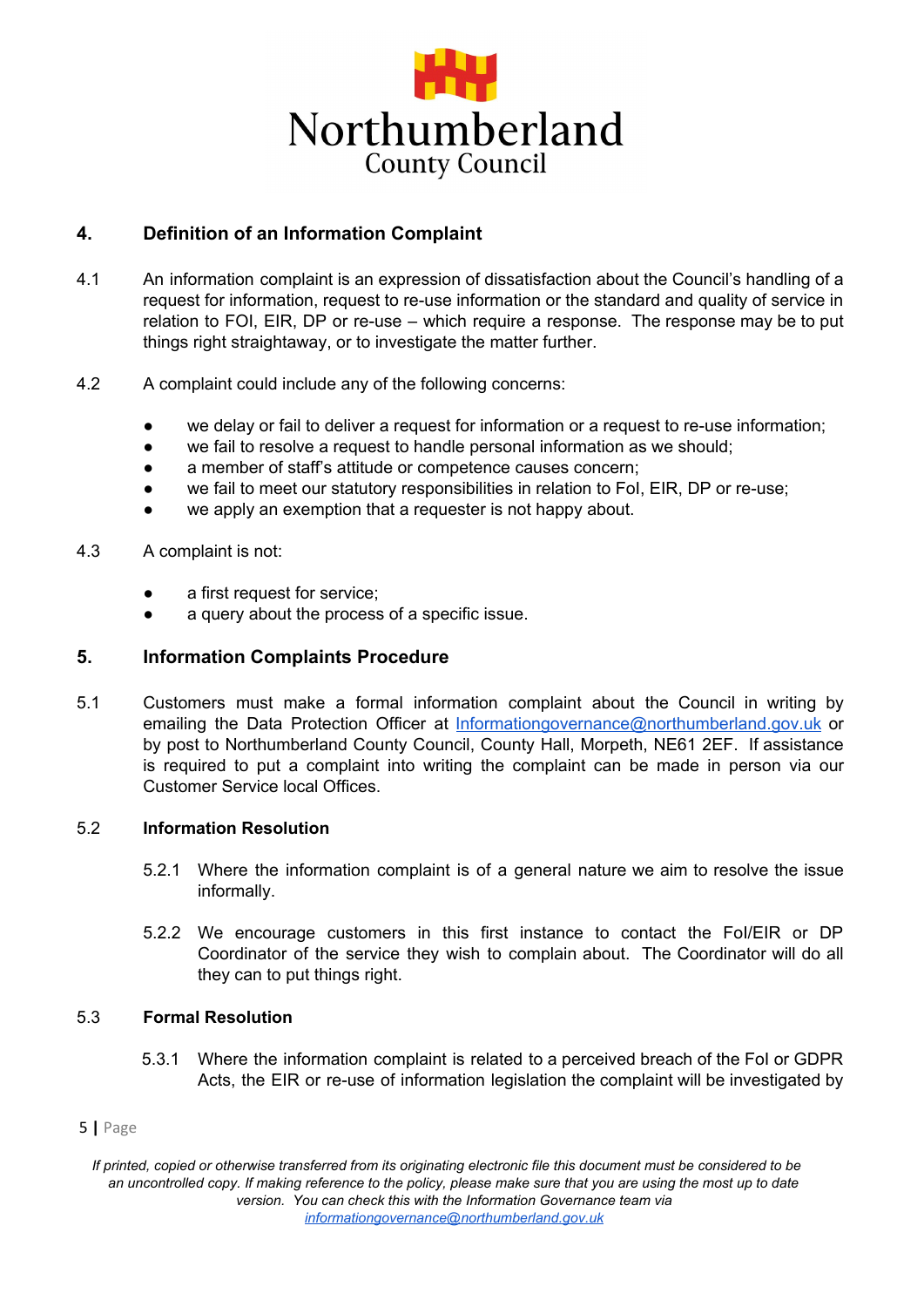## 4. Definition of an Information Complaint

4.1 An information complaint is an expression of dissatisfaction about the Council's handling of a request for information, request to re-use information or the standard and quality of service in relation to FOI, EIR, DP or re-use – which require a response. The response may be to put things right straightaway, or to investigate the matter further.

4.2 A complaint could include any of the following concerns:

- we delay or fail to deliver a request for information or a request to re-use information;
- we fail to resolve a request to handle personal information as we should;
- a member of staff's attitude or competence causes concern;
- we fail to meet our statutory responsibilities in relation to FoI, EIR, DP or re-use;
- we apply an exemption that a requester is not happy about.

4.3 A complaint is not:

- a first request for service;
- a query about the process of a specific issue.

## 5. Information Complaints Procedure

5.1 Customers must make a formal information complaint about the Council in writing by emailing the Data Protection Officer at Informationgovernance@northumberland.gov.uk or by post to Northumberland County Council, County Hall, Morpeth, NE61 2EF. If assistance is required to put a complaint into writing the complaint can be made in person via our Customer Service local Offices.

### 5.2 Information Resolution

5.2.1 Where the information complaint is of a general nature we aim to resolve the issue informally.

5.2.2 We encourage customers in this first instance to contact the FoI/EIR or DP Coordinator of the service they wish to complain about. The Coordinator will do all they can to put things right.

### 5.3 Formal Resolution

5.3.1 Where the information complaint is related to a perceived breach of the FoI or GDPR Acts, the EIR or re-use of information legislation the complaint will be investigated by

*If printed, copied or otherwise transferred from its originating electronic file this document must be considered to be an uncontrolled copy. If making reference to the policy, please make sure that you are using the most up to date version. You can check this with the Information Governance team via informationgovernance@northumberland.gov.uk*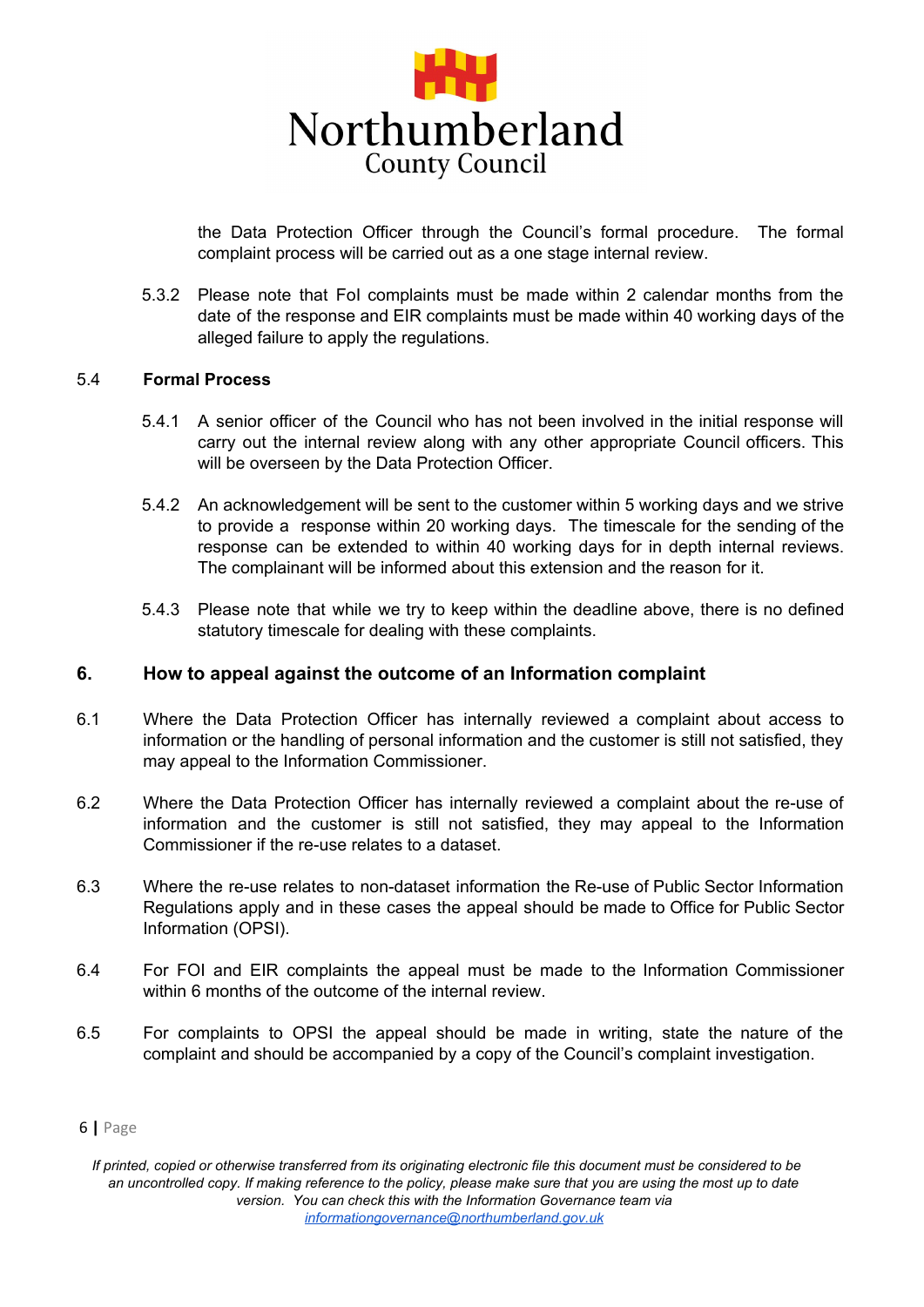the Data Protection Officer through the Council's formal procedure. The formal complaint process will be carried out as a one stage internal review.

5.3.2 Please note that FoI complaints must be made within 2 calendar months from the date of the response and EIR complaints must be made within 40 working days of the alleged failure to apply the regulations.

### 5.4 Formal Process

5.4.1 A senior officer of the Council who has not been involved in the initial response will carry out the internal review along with any other appropriate Council officers. This will be overseen by the Data Protection Officer.

5.4.2 An acknowledgement will be sent to the customer within 5 working days and we strive to provide a response within 20 working days. The timescale for the sending of the response can be extended to within 40 working days for in depth internal reviews. The complainant will be informed about this extension and the reason for it.

5.4.3 Please note that while we try to keep within the deadline above, there is no defined statutory timescale for dealing with these complaints.

## 6. How to appeal against the outcome of an Information complaint

6.1 Where the Data Protection Officer has internally reviewed a complaint about access to information or the handling of personal information and the customer is still not satisfied, they may appeal to the Information Commissioner.

6.2 Where the Data Protection Officer has internally reviewed a complaint about the re-use of information and the customer is still not satisfied, they may appeal to the Information Commissioner if the re-use relates to a dataset.

6.3 Where the re-use relates to non-dataset information the Re-use of Public Sector Information Regulations apply and in these cases the appeal should be made to Office for Public Sector Information (OPSI).

6.4 For FOI and EIR complaints the appeal must be made to the Information Commissioner within 6 months of the outcome of the internal review.

6.5 For complaints to OPSI the appeal should be made in writing, state the nature of the complaint and should be accompanied by a copy of the Council's complaint investigation.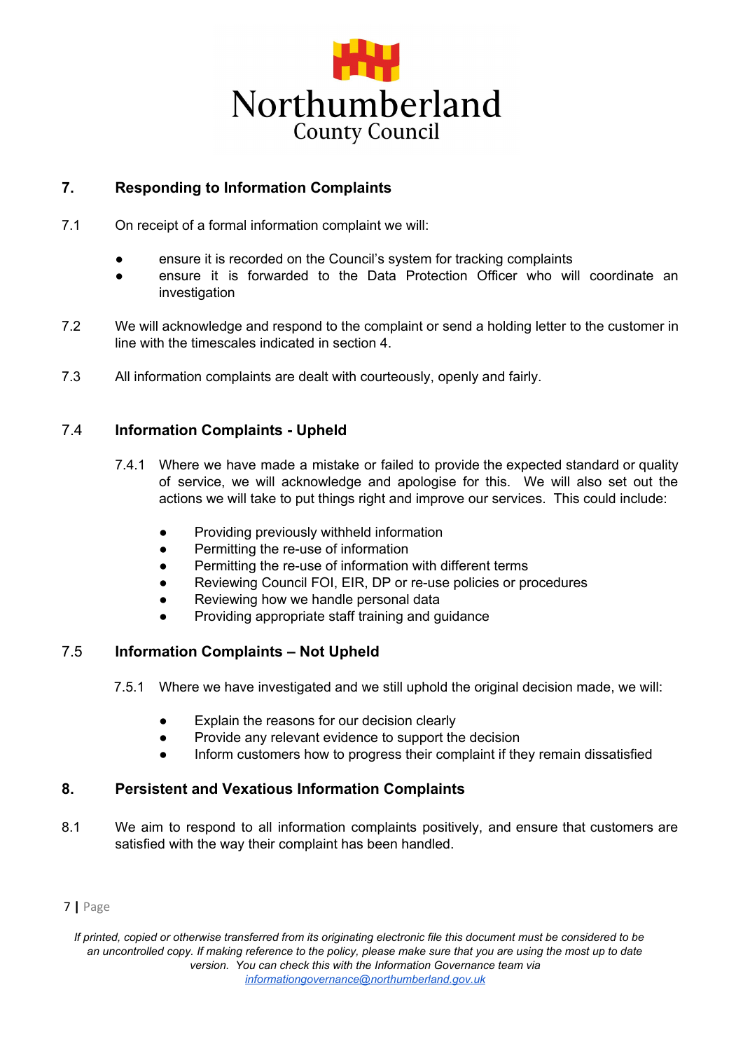## 7. Responding to Information Complaints

7.1 On receipt of a formal information complaint we will:

- ensure it is recorded on the Council's system for tracking complaints
- ensure it is forwarded to the Data Protection Officer who will coordinate an investigation

7.2 We will acknowledge and respond to the complaint or send a holding letter to the customer in line with the timescales indicated in section 4.

7.3 All information complaints are dealt with courteously, openly and fairly.

### 7.4 Information Complaints - Upheld

7.4.1 Where we have made a mistake or failed to provide the expected standard or quality of service, we will acknowledge and apologise for this. We will also set out the actions we will take to put things right and improve our services. This could include:

- Providing previously withheld information
- Permitting the re-use of information
- Permitting the re-use of information with different terms
- Reviewing Council FOI, EIR, DP or re-use policies or procedures
- Reviewing how we handle personal data
- Providing appropriate staff training and guidance

### 7.5 Information Complaints – Not Upheld

7.5.1 Where we have investigated and we still uphold the original decision made, we will:

- Explain the reasons for our decision clearly
- Provide any relevant evidence to support the decision
- Inform customers how to progress their complaint if they remain dissatisfied

## 8. Persistent and Vexatious Information Complaints

8.1 We aim to respond to all information complaints positively, and ensure that customers are satisfied with the way their complaint has been handled.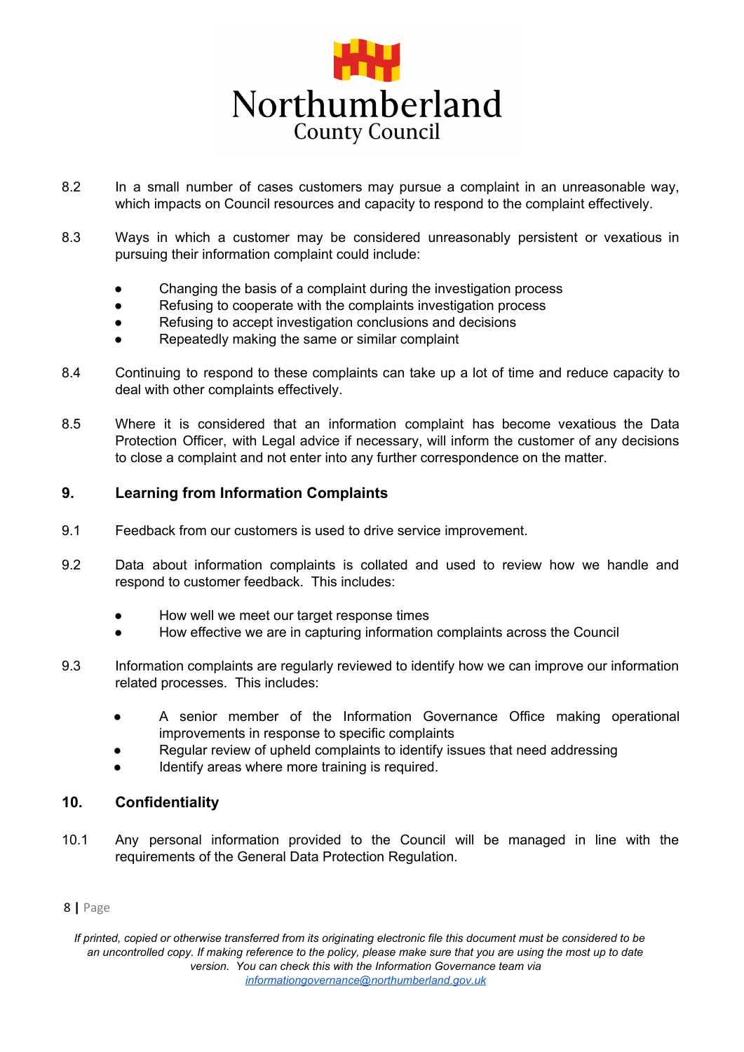8.2 In a small number of cases customers may pursue a complaint in an unreasonable way, which impacts on Council resources and capacity to respond to the complaint effectively.

8.3 Ways in which a customer may be considered unreasonably persistent or vexatious in pursuing their information complaint could include:

- Changing the basis of a complaint during the investigation process
- Refusing to cooperate with the complaints investigation process
- Refusing to accept investigation conclusions and decisions
- Repeatedly making the same or similar complaint

8.4 Continuing to respond to these complaints can take up a lot of time and reduce capacity to deal with other complaints effectively.

8.5 Where it is considered that an information complaint has become vexatious the Data Protection Officer, with Legal advice if necessary, will inform the customer of any decisions to close a complaint and not enter into any further correspondence on the matter.

## 9. Learning from Information Complaints

9.1 Feedback from our customers is used to drive service improvement.

9.2 Data about information complaints is collated and used to review how we handle and respond to customer feedback. This includes:

- How well we meet our target response times
- How effective we are in capturing information complaints across the Council

9.3 Information complaints are regularly reviewed to identify how we can improve our information related processes. This includes:

- A senior member of the Information Governance Office making operational improvements in response to specific complaints
- Regular review of upheld complaints to identify issues that need addressing
- Identify areas where more training is required.

## 10. Confidentiality

10.1 Any personal information provided to the Council will be managed in line with the requirements of the General Data Protection Regulation.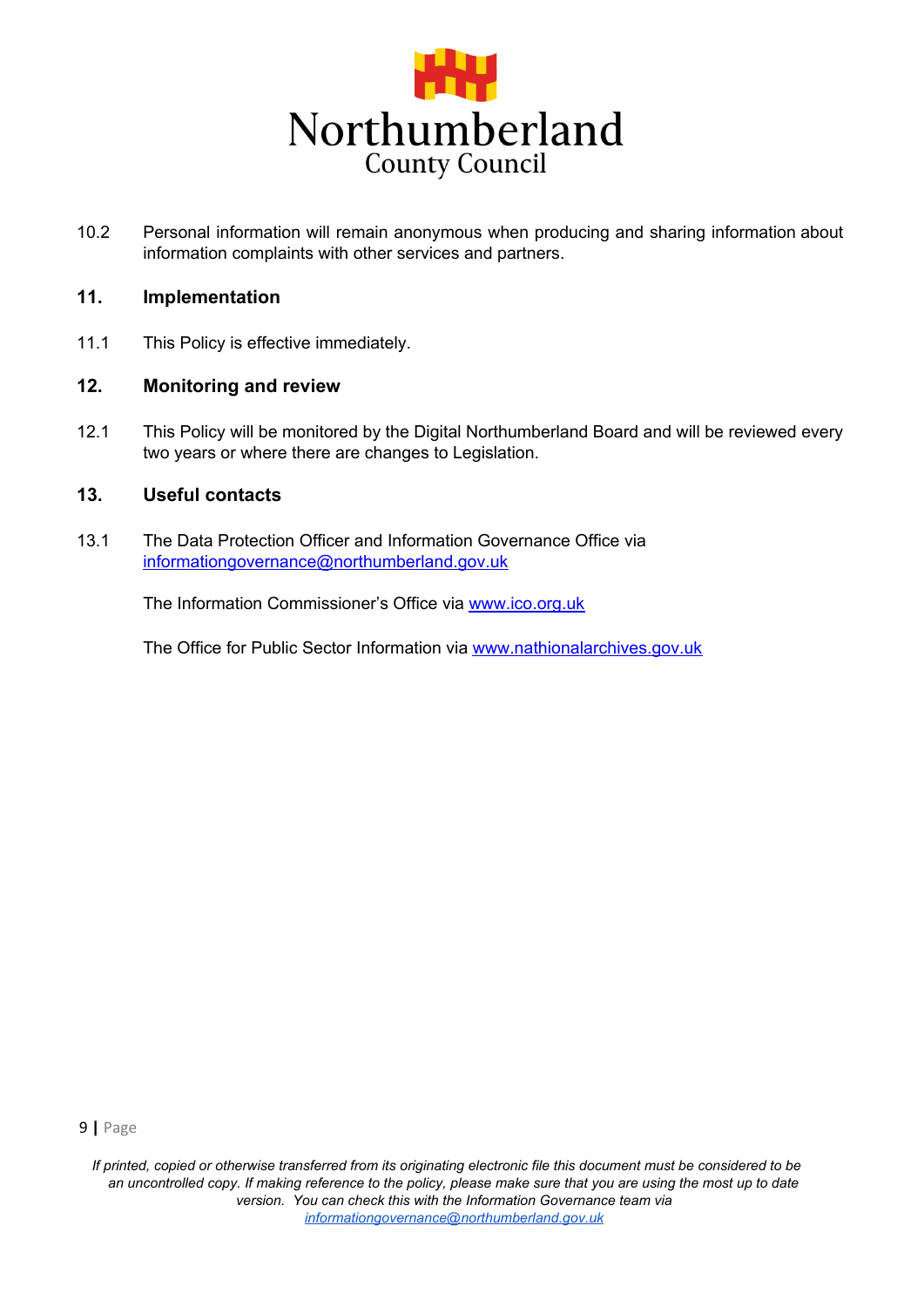10.2 Personal information will remain anonymous when producing and sharing information about information complaints with other services and partners.

## 11. Implementation

11.1 This Policy is effective immediately.

## 12. Monitoring and review

12.1 This Policy will be monitored by the Digital Northumberland Board and will be reviewed every two years or where there are changes to Legislation.

## 13. Useful contacts

13.1 The Data Protection Officer and Information Governance Office via informationgovernance@northumberland.gov.uk

The Information Commissioner's Office via www.ico.org.uk

The Office for Public Sector Information via www.nathionalarchives.gov.uk

*If printed, copied or otherwise transferred from its originating electronic file this document must be considered to be an uncontrolled copy. If making reference to the policy, please make sure that you are using the most up to date version. You can check this with the Information Governance team via informationgovernance@northumberland.gov.uk*